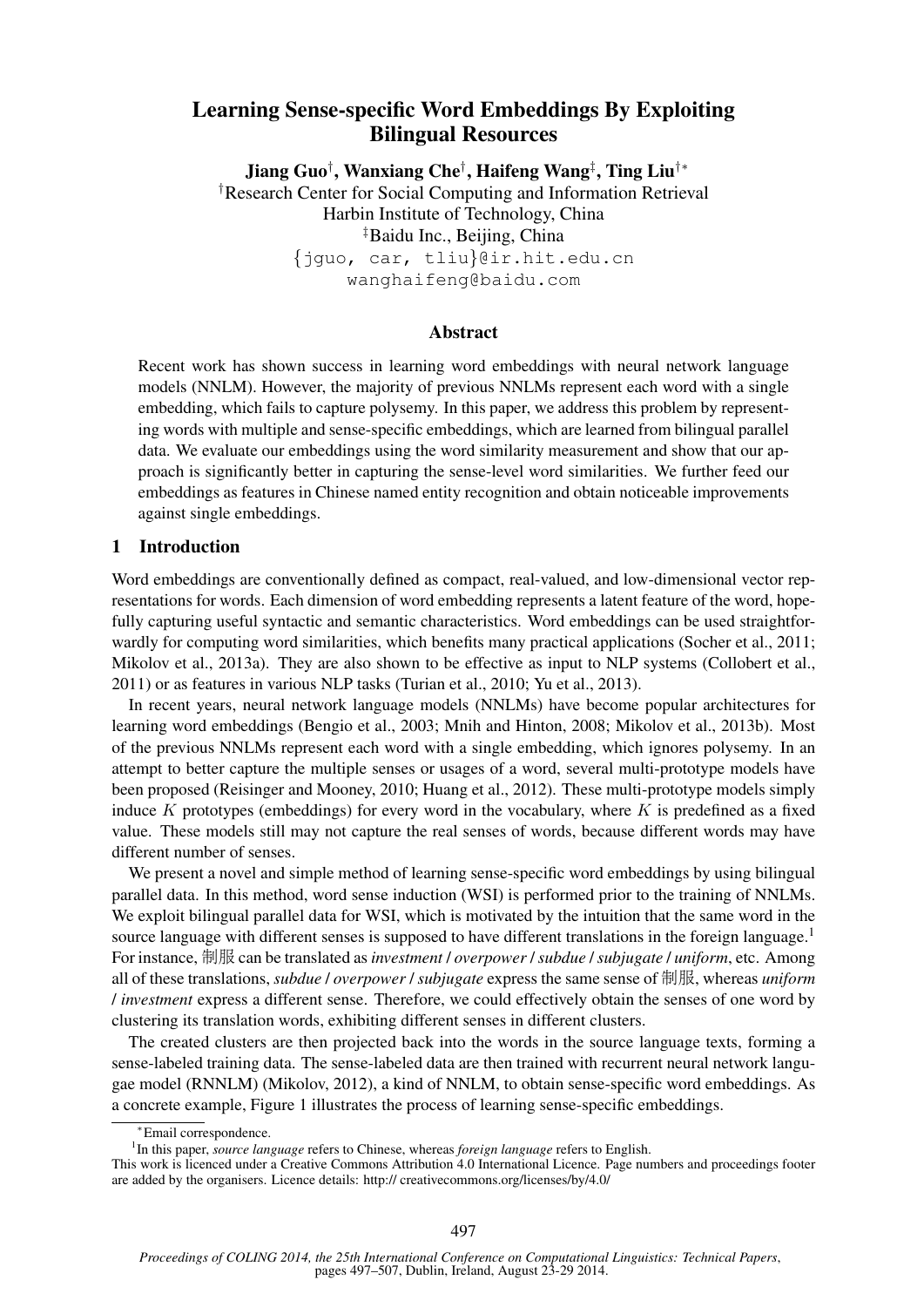# Learning Sense-specific Word Embeddings By Exploiting Bilingual Resources

**Jiang Guo[†], Wanxiang Che[†], Haifeng Wang[‡], Ting Liu[†*]**

[†]Research Center for Social Computing and Information Retrieval
Harbin Institute of Technology, China
[‡]Baidu Inc., Beijing, China
{jguo, car, tliu}@ir.hit.edu.cn
wanghaifeng@baidu.com

## Abstract

Recent work has shown success in learning word embeddings with neural network language models (NNLM). However, the majority of previous NNLMs represent each word with a single embedding, which fails to capture polysemy. In this paper, we address this problem by representing words with multiple and sense-specific embeddings, which are learned from bilingual parallel data. We evaluate our embeddings using the word similarity measurement and show that our approach is significantly better in capturing the sense-level word similarities. We further feed our embeddings as features in Chinese named entity recognition and obtain noticeable improvements against single embeddings.

## 1 Introduction

Word embeddings are conventionally defined as compact, real-valued, and low-dimensional vector representations for words. Each dimension of word embedding represents a latent feature of the word, hopefully capturing useful syntactic and semantic characteristics. Word embeddings can be used straightforwardly for computing word similarities, which benefits many practical applications (Socher et al., 2011; Mikolov et al., 2013a). They are also shown to be effective as input to NLP systems (Collobert et al., 2011) or as features in various NLP tasks (Turian et al., 2010; Yu et al., 2013).

In recent years, neural network language models (NNLMs) have become popular architectures for learning word embeddings (Bengio et al., 2003; Mnih and Hinton, 2008; Mikolov et al., 2013b). Most of the previous NNLMs represent each word with a single embedding, which ignores polysemy. In an attempt to better capture the multiple senses or usages of a word, several multi-prototype models have been proposed (Reisinger and Mooney, 2010; Huang et al., 2012). These multi-prototype models simply induce $K$ prototypes (embeddings) for every word in the vocabulary, where $K$ is predefined as a fixed value. These models still may not capture the real senses of words, because different words may have different number of senses.

We present a novel and simple method of learning sense-specific word embeddings by using bilingual parallel data. In this method, word sense induction (WSI) is performed prior to the training of NNLMs. We exploit bilingual parallel data for WSI, which is motivated by the intuition that the same word in the source language with different senses is supposed to have different translations in the foreign language.[1] For instance, 制服 can be translated as *investment* / *overpower* / *subdue* / *subjugate* / *uniform*, etc. Among all of these translations, *subdue* / *overpower* / *subjugate* express the same sense of 制服, whereas *uniform* / *investment* express a different sense. Therefore, we could effectively obtain the senses of one word by clustering its translation words, exhibiting different senses in different clusters.

The created clusters are then projected back into the words in the source language texts, forming a sense-labeled training data. The sense-labeled data are then trained with recurrent neural network language model (RNNLM) (Mikolov, 2012), a kind of NNLM, to obtain sense-specific word embeddings. As a concrete example, Figure 1 illustrates the process of learning sense-specific embeddings.

[*]Email correspondence.

[1]In this paper, *source language* refers to Chinese, whereas *foreign language* refers to English.

This work is licenced under a Creative Commons Attribution 4.0 International Licence. Page numbers and proceedings footer are added by the organisers. Licence details: http:// creativecommons.org/licenses/by/4.0/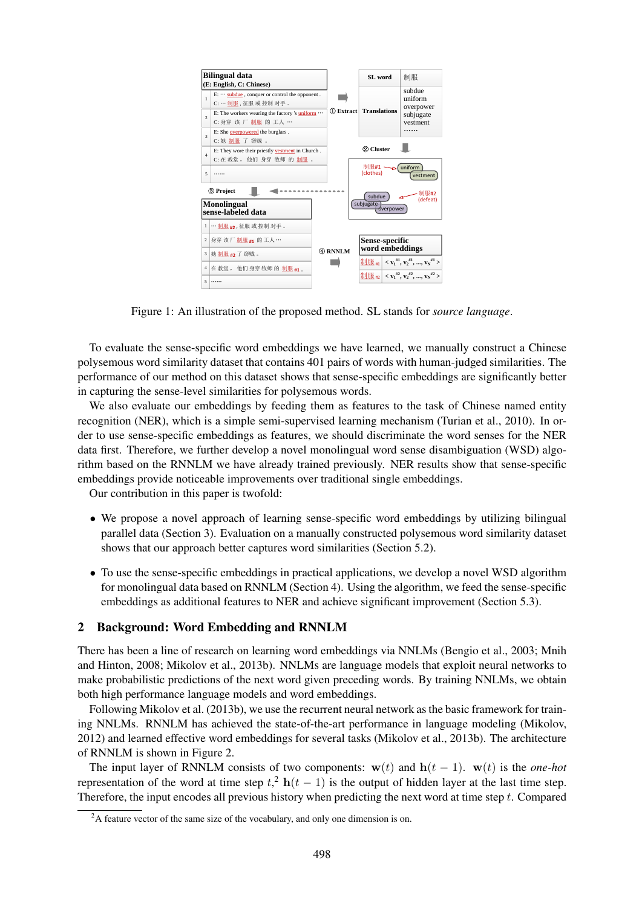Figure 1: An illustration of the proposed method. SL stands for *source language*.

To evaluate the sense-specific word embeddings we have learned, we manually construct a Chinese polysemous word similarity dataset that contains 401 pairs of words with human-judged similarities. The performance of our method on this dataset shows that sense-specific embeddings are significantly better in capturing the sense-level similarities for polysemous words.

We also evaluate our embeddings by feeding them as features to the task of Chinese named entity recognition (NER), which is a simple semi-supervised learning mechanism (Turian et al., 2010). In order to use sense-specific embeddings as features, we should discriminate the word senses for the NER data first. Therefore, we further develop a novel monolingual word sense disambiguation (WSD) algorithm based on the RNNLM we have already trained previously. NER results show that sense-specific embeddings provide noticeable improvements over traditional single embeddings.

Our contribution in this paper is twofold:

- We propose a novel approach of learning sense-specific word embeddings by utilizing bilingual parallel data (Section 3). Evaluation on a manually constructed polysemous word similarity dataset shows that our approach better captures word similarities (Section 5.2).
- To use the sense-specific embeddings in practical applications, we develop a novel WSD algorithm for monolingual data based on RNNLM (Section 4). Using the algorithm, we feed the sense-specific embeddings as additional features to NER and achieve significant improvement (Section 5.3).

## 2 Background: Word Embedding and RNNLM

There has been a line of research on learning word embeddings via NNLMs (Bengio et al., 2003; Mnih and Hinton, 2008; Mikolov et al., 2013b). NNLMs are language models that exploit neural networks to make probabilistic predictions of the next word given preceding words. By training NNLMs, we obtain both high performance language models and word embeddings.

Following Mikolov et al. (2013b), we use the recurrent neural network as the basic framework for training NNLMs. RNNLM has achieved the state-of-the-art performance in language modeling (Mikolov, 2012) and learned effective word embeddings for several tasks (Mikolov et al., 2013b). The architecture of RNNLM is shown in Figure 2.

The input layer of RNNLM consists of two components: $\mathbf{w}(t)$ and $\mathbf{h}(t-1)$. $\mathbf{w}(t)$ is the *one-hot* representation of the word at time step $t$,[2] $\mathbf{h}(t-1)$ is the output of hidden layer at the last time step. Therefore, the input encodes all previous history when predicting the next word at time step $t$. Compared

[2] A feature vector of the same size of the vocabulary, and only one dimension is on.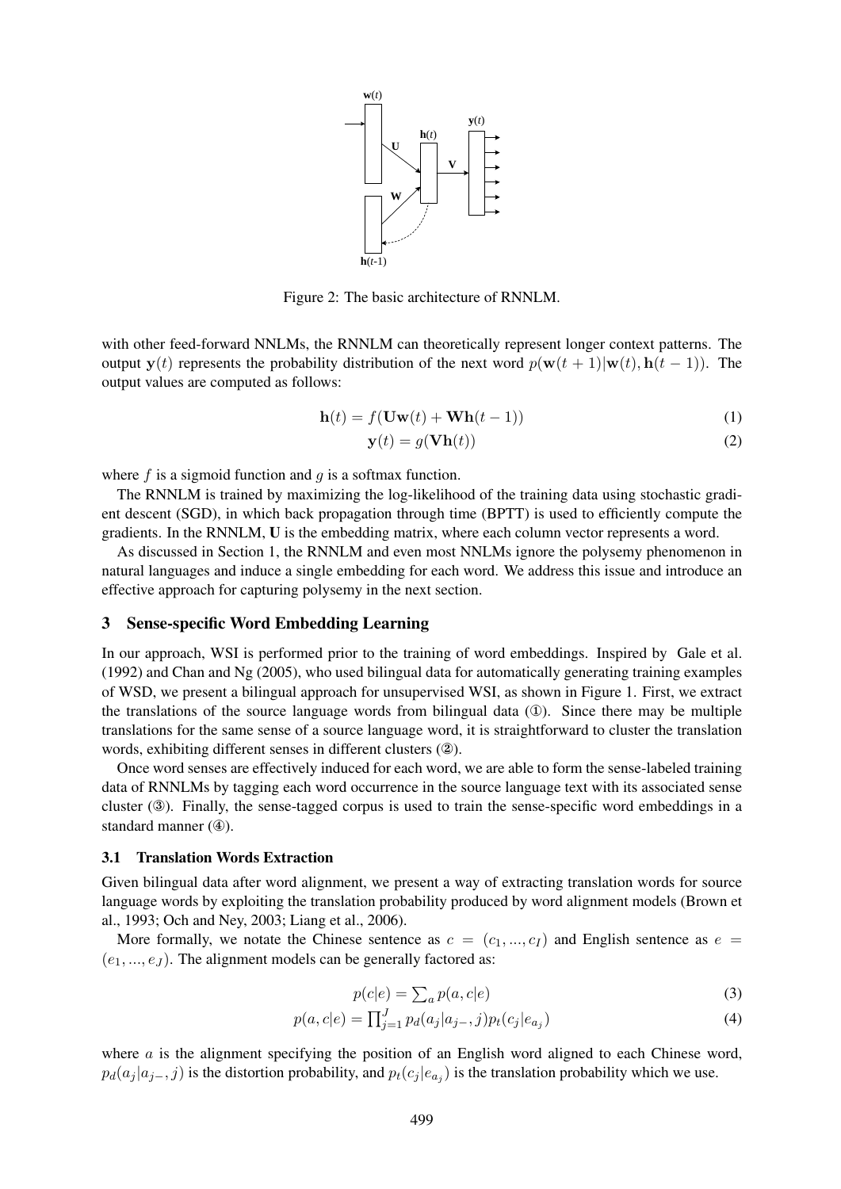Figure 2: The basic architecture of RNNLM.

with other feed-forward NNLMs, the RNNLM can theoretically represent longer context patterns. The output $\mathbf{y}(t)$ represents the probability distribution of the next word $p(\mathbf{w}(t+1)|\mathbf{w}(t), \mathbf{h}(t-1))$. The output values are computed as follows:

$$\mathbf{h}(t) = f(\mathbf{U}\mathbf{w}(t) + \mathbf{W}\mathbf{h}(t-1)) \tag{1}$$

$$\mathbf{y}(t) = g(\mathbf{V}\mathbf{h}(t)) \tag{2}$$

where $f$ is a sigmoid function and $g$ is a softmax function.

The RNNLM is trained by maximizing the log-likelihood of the training data using stochastic gradient descent (SGD), in which back propagation through time (BPTT) is used to efficiently compute the gradients. In the RNNLM, $\mathbf{U}$ is the embedding matrix, where each column vector represents a word.

As discussed in Section 1, the RNNLM and even most NNLMs ignore the polysemy phenomenon in natural languages and induce a single embedding for each word. We address this issue and introduce an effective approach for capturing polysemy in the next section.

## 3 Sense-specific Word Embedding Learning

In our approach, WSI is performed prior to the training of word embeddings. Inspired by Gale et al. (1992) and Chan and Ng (2005), who used bilingual data for automatically generating training examples of WSD, we present a bilingual approach for unsupervised WSI, as shown in Figure 1. First, we extract the translations of the source language words from bilingual data (①). Since there may be multiple translations for the same sense of a source language word, it is straightforward to cluster the translation words, exhibiting different senses in different clusters (②).

Once word senses are effectively induced for each word, we are able to form the sense-labeled training data of RNNLMs by tagging each word occurrence in the source language text with its associated sense cluster (③). Finally, the sense-tagged corpus is used to train the sense-specific word embeddings in a standard manner (④).

### 3.1 Translation Words Extraction

Given bilingual data after word alignment, we present a way of extracting translation words for source language words by exploiting the translation probability produced by word alignment models (Brown et al., 1993; Och and Ney, 2003; Liang et al., 2006).

More formally, we notate the Chinese sentence as $c = (c_1, ..., c_I)$ and English sentence as $e = (e_1, ..., e_J)$. The alignment models can be generally factored as:

$$p(c|e) = \sum_a p(a, c|e) \tag{3}$$

$$p(a, c|e) = \prod_{j=1}^{J} p_d(a_j|a_{j-}, j) p_t(c_j|e_{a_j}) \tag{4}$$

where $a$ is the alignment specifying the position of an English word aligned to each Chinese word, $p_d(a_j|a_{j-}, j)$ is the distortion probability, and $p_t(c_j|e_{a_j})$ is the translation probability which we use.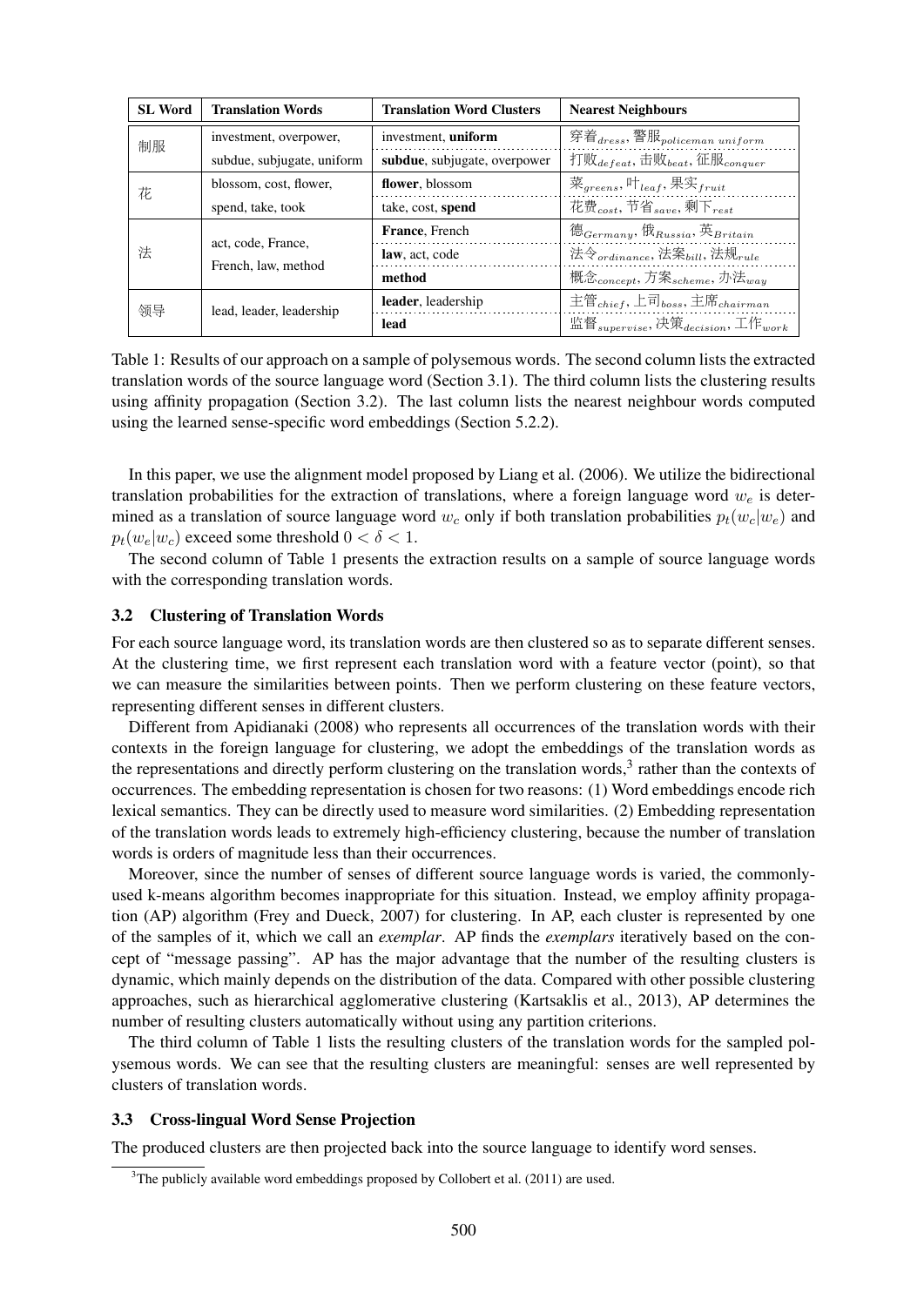| SL Word | Translation Words | Translation Word Clusters | Nearest Neighbours |
|---|---|---|---|
| 制服 | investment, overpower, | investment, **uniform** | 穿着$_{dress}$, 警服$_{policeman\ uniform}$ |
| | subdue, subjugate, uniform | **subdue**, subjugate, overpower | 打败$_{defeat}$, 击败$_{beat}$, 征服$_{conquer}$ |
| 花 | blossom, cost, flower, | **flower**, blossom | 菜$_{greens}$, 叶$_{leaf}$, 果实$_{fruit}$ |
| | spend, take, took | take, cost, **spend** | 花费$_{cost}$, 节省$_{save}$, 剩下$_{rest}$ |
| 法 | act, code, France, French, law, method | **France**, French | 德$_{Germany}$, 俄$_{Russia}$, 英$_{Britain}$ |
| | | **law**, act, code | 法令$_{ordinance}$, 法案$_{bill}$, 法规$_{rule}$ |
| | | **method** | 概念$_{concept}$, 方案$_{scheme}$, 办法$_{way}$ |
| 领导 | lead, leader, leadership | **leader**, leadership | 主管$_{chief}$, 上司$_{boss}$, 主席$_{chairman}$ |
| | | **lead** | 监督$_{supervise}$, 决策$_{decision}$, 工作$_{work}$ |

Table 1: Results of our approach on a sample of polysemous words. The second column lists the extracted translation words of the source language word (Section 3.1). The third column lists the clustering results using affinity propagation (Section 3.2). The last column lists the nearest neighbour words computed using the learned sense-specific word embeddings (Section 5.2.2).

In this paper, we use the alignment model proposed by Liang et al. (2006). We utilize the bidirectional translation probabilities for the extraction of translations, where a foreign language word $w_e$ is determined as a translation of source language word $w_c$ only if both translation probabilities $p_t(w_c|w_e)$ and $p_t(w_e|w_c)$ exceed some threshold $0 < \delta < 1$.

The second column of Table 1 presents the extraction results on a sample of source language words with the corresponding translation words.

### 3.2 Clustering of Translation Words

For each source language word, its translation words are then clustered so as to separate different senses. At the clustering time, we first represent each translation word with a feature vector (point), so that we can measure the similarities between points. Then we perform clustering on these feature vectors, representing different senses in different clusters.

Different from Apidianaki (2008) who represents all occurrences of the translation words with their contexts in the foreign language for clustering, we adopt the embeddings of the translation words as the representations and directly perform clustering on the translation words,[3] rather than the contexts of occurrences. The embedding representation is chosen for two reasons: (1) Word embeddings encode rich lexical semantics. They can be directly used to measure word similarities. (2) Embedding representation of the translation words leads to extremely high-efficiency clustering, because the number of translation words is orders of magnitude less than their occurrences.

Moreover, since the number of senses of different source language words is varied, the commonly-used k-means algorithm becomes inappropriate for this situation. Instead, we employ affinity propagation (AP) algorithm (Frey and Dueck, 2007) for clustering. In AP, each cluster is represented by one of the samples of it, which we call an *exemplar*. AP finds the *exemplars* iteratively based on the concept of "message passing". AP has the major advantage that the number of the resulting clusters is dynamic, which mainly depends on the distribution of the data. Compared with other possible clustering approaches, such as hierarchical agglomerative clustering (Kartsaklis et al., 2013), AP determines the number of resulting clusters automatically without using any partition criterions.

The third column of Table 1 lists the resulting clusters of the translation words for the sampled polysemous words. We can see that the resulting clusters are meaningful: senses are well represented by clusters of translation words.

### 3.3 Cross-lingual Word Sense Projection

The produced clusters are then projected back into the source language to identify word senses.

[3] The publicly available word embeddings proposed by Collobert et al. (2011) are used.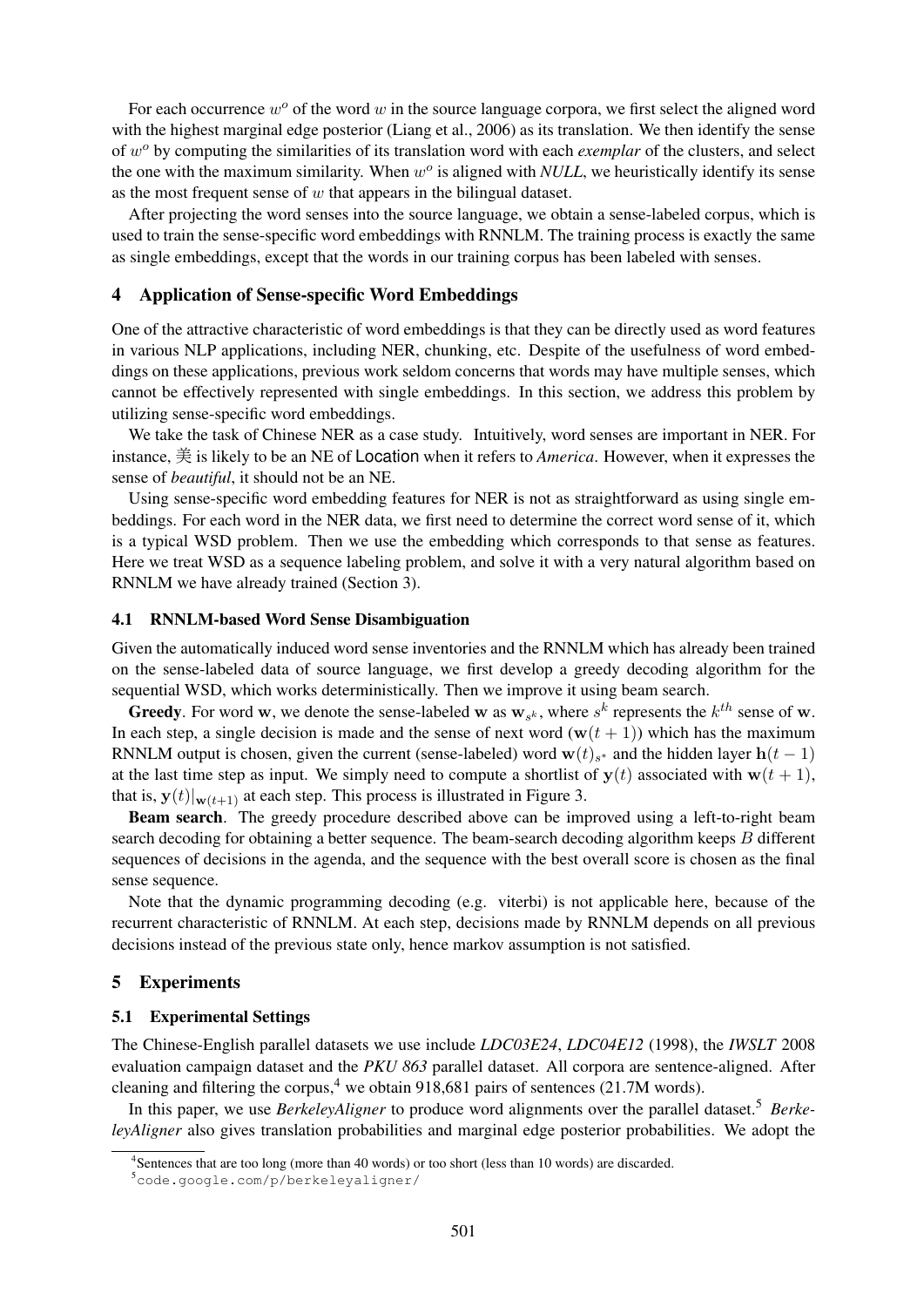For each occurrence $w^o$ of the word $w$ in the source language corpora, we first select the aligned word with the highest marginal edge posterior (Liang et al., 2006) as its translation. We then identify the sense of $w^o$ by computing the similarities of its translation word with each *exemplar* of the clusters, and select the one with the maximum similarity. When $w^o$ is aligned with *NULL*, we heuristically identify its sense as the most frequent sense of $w$ that appears in the bilingual dataset.

After projecting the word senses into the source language, we obtain a sense-labeled corpus, which is used to train the sense-specific word embeddings with RNNLM. The training process is exactly the same as single embeddings, except that the words in our training corpus has been labeled with senses.

## 4 Application of Sense-specific Word Embeddings

One of the attractive characteristic of word embeddings is that they can be directly used as word features in various NLP applications, including NER, chunking, etc. Despite of the usefulness of word embeddings on these applications, previous work seldom concerns that words may have multiple senses, which cannot be effectively represented with single embeddings. In this section, we address this problem by utilizing sense-specific word embeddings.

We take the task of Chinese NER as a case study. Intuitively, word senses are important in NER. For instance, 美 is likely to be an NE of Location when it refers to *America*. However, when it expresses the sense of *beautiful*, it should not be an NE.

Using sense-specific word embedding features for NER is not as straightforward as using single embeddings. For each word in the NER data, we first need to determine the correct word sense of it, which is a typical WSD problem. Then we use the embedding which corresponds to that sense as features. Here we treat WSD as a sequence labeling problem, and solve it with a very natural algorithm based on RNNLM we have already trained (Section 3).

### 4.1 RNNLM-based Word Sense Disambiguation

Given the automatically induced word sense inventories and the RNNLM which has already been trained on the sense-labeled data of source language, we first develop a greedy decoding algorithm for the sequential WSD, which works deterministically. Then we improve it using beam search.

**Greedy**. For word $\mathbf{w}$, we denote the sense-labeled $\mathbf{w}$ as $\mathbf{w}_{s^k}$, where $s^k$ represents the $k^{th}$ sense of $\mathbf{w}$. In each step, a single decision is made and the sense of next word ($\mathbf{w}(t+1)$) which has the maximum RNNLM output is chosen, given the current (sense-labeled) word $\mathbf{w}(t)_{s^*}$ and the hidden layer $\mathbf{h}(t-1)$ at the last time step as input. We simply need to compute a shortlist of $\mathbf{y}(t)$ associated with $\mathbf{w}(t+1)$, that is, $\mathbf{y}(t)|_{\mathbf{w}(t+1)}$ at each step. This process is illustrated in Figure 3.

**Beam search**. The greedy procedure described above can be improved using a left-to-right beam search decoding for obtaining a better sequence. The beam-search decoding algorithm keeps $B$ different sequences of decisions in the agenda, and the sequence with the best overall score is chosen as the final sense sequence.

Note that the dynamic programming decoding (e.g. viterbi) is not applicable here, because of the recurrent characteristic of RNNLM. At each step, decisions made by RNNLM depends on all previous decisions instead of the previous state only, hence markov assumption is not satisfied.

## 5 Experiments

### 5.1 Experimental Settings

The Chinese-English parallel datasets we use include *LDC03E24*, *LDC04E12* (1998), the *IWSLT* 2008 evaluation campaign dataset and the *PKU 863* parallel dataset. All corpora are sentence-aligned. After cleaning and filtering the corpus,[4] we obtain 918,681 pairs of sentences (21.7M words).

In this paper, we use *BerkeleyAligner* to produce word alignments over the parallel dataset.[5] *BerkeleyAligner* also gives translation probabilities and marginal edge posterior probabilities. We adopt the

[4]Sentences that are too long (more than 40 words) or too short (less than 10 words) are discarded.

[5]`code.google.com/p/berkeleyaligner/`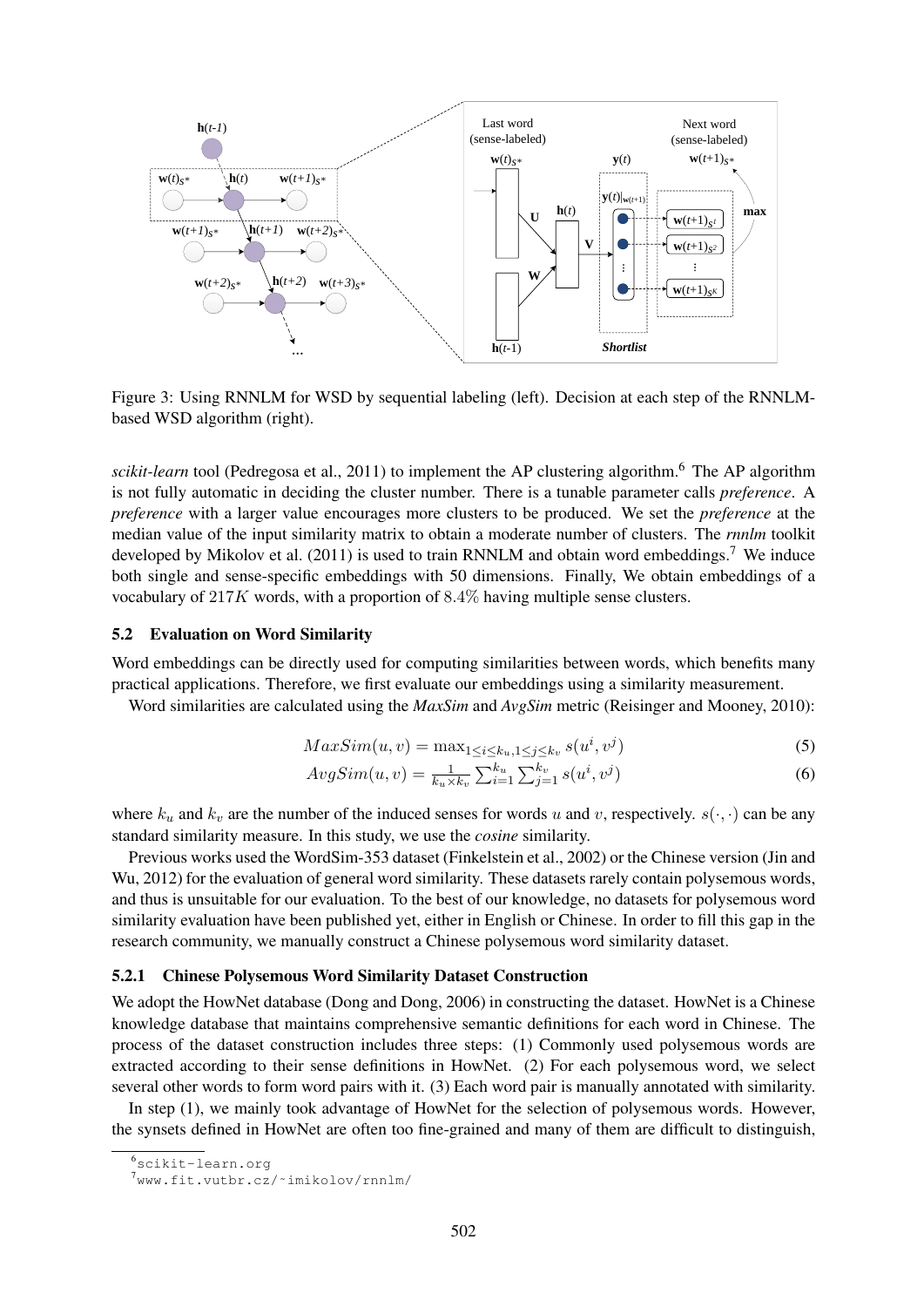Figure 3: Using RNNLM for WSD by sequential labeling (left). Decision at each step of the RNNLM-based WSD algorithm (right).

*scikit-learn* tool (Pedregosa et al., 2011) to implement the AP clustering algorithm.[6] The AP algorithm is not fully automatic in deciding the cluster number. There is a tunable parameter calls *preference*. A *preference* with a larger value encourages more clusters to be produced. We set the *preference* at the median value of the input similarity matrix to obtain a moderate number of clusters. The *rnnlm* toolkit developed by Mikolov et al. (2011) is used to train RNNLM and obtain word embeddings.[7] We induce both single and sense-specific embeddings with 50 dimensions. Finally, We obtain embeddings of a vocabulary of $217K$ words, with a proportion of $8.4\%$ having multiple sense clusters.

### 5.2 Evaluation on Word Similarity

Word embeddings can be directly used for computing similarities between words, which benefits many practical applications. Therefore, we first evaluate our embeddings using a similarity measurement.

Word similarities are calculated using the *MaxSim* and *AvgSim* metric (Reisinger and Mooney, 2010):

$$MaxSim(u, v) = \max_{1 \le i \le k_u, 1 \le j \le k_v} s(u^i, v^j) \tag{5}$$

$$AvgSim(u, v) = \frac{1}{k_u \times k_v} \sum_{i=1}^{k_u} \sum_{j=1}^{k_v} s(u^i, v^j) \tag{6}$$

where $k_u$ and $k_v$ are the number of the induced senses for words $u$ and $v$, respectively. $s(\cdot, \cdot)$ can be any standard similarity measure. In this study, we use the *cosine* similarity.

Previous works used the WordSim-353 dataset (Finkelstein et al., 2002) or the Chinese version (Jin and Wu, 2012) for the evaluation of general word similarity. These datasets rarely contain polysemous words, and thus is unsuitable for our evaluation. To the best of our knowledge, no datasets for polysemous word similarity evaluation have been published yet, either in English or Chinese. In order to fill this gap in the research community, we manually construct a Chinese polysemous word similarity dataset.

#### 5.2.1 Chinese Polysemous Word Similarity Dataset Construction

We adopt the HowNet database (Dong and Dong, 2006) in constructing the dataset. HowNet is a Chinese knowledge database that maintains comprehensive semantic definitions for each word in Chinese. The process of the dataset construction includes three steps: (1) Commonly used polysemous words are extracted according to their sense definitions in HowNet. (2) For each polysemous word, we select several other words to form word pairs with it. (3) Each word pair is manually annotated with similarity.

In step (1), we mainly took advantage of HowNet for the selection of polysemous words. However, the synsets defined in HowNet are often too fine-grained and many of them are difficult to distinguish,

[6] scikit-learn.org

[7] www.fit.vutbr.cz/~imikolov/rnnlm/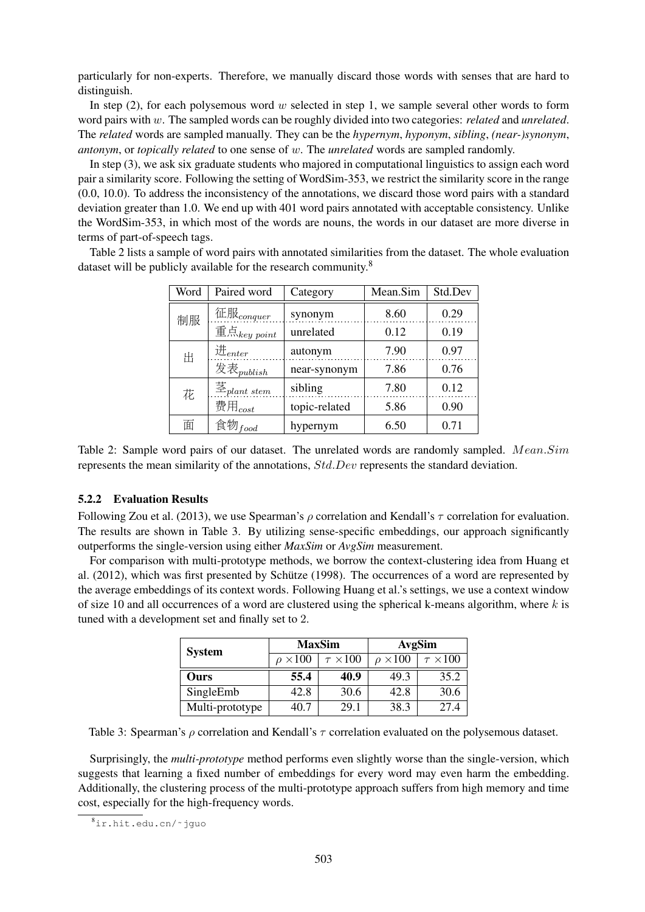particularly for non-experts. Therefore, we manually discard those words with senses that are hard to distinguish.

In step (2), for each polysemous word $w$ selected in step 1, we sample several other words to form word pairs with $w$. The sampled words can be roughly divided into two categories: *related* and *unrelated*. The *related* words are sampled manually. They can be the *hypernym*, *hyponym*, *sibling*, *(near-)synonym*, *antonym*, or *topically related* to one sense of $w$. The *unrelated* words are sampled randomly.

In step (3), we ask six graduate students who majored in computational linguistics to assign each word pair a similarity score. Following the setting of WordSim-353, we restrict the similarity score in the range (0.0, 10.0). To address the inconsistency of the annotations, we discard those word pairs with a standard deviation greater than 1.0. We end up with 401 word pairs annotated with acceptable consistency. Unlike the WordSim-353, in which most of the words are nouns, the words in our dataset are more diverse in terms of part-of-speech tags.

Table 2 lists a sample of word pairs with annotated similarities from the dataset. The whole evaluation dataset will be publicly available for the research community.[8]

| Word | Paired word | Category | Mean.Sim | Std.Dev |
|---|---|---|---|---|
| 制服 | 征服$_{conquer}$ | synonym | 8.60 | 0.29 |
| | 重点$_{key\ point}$ | unrelated | 0.12 | 0.19 |
| 出 | 进$_{enter}$ | autonym | 7.90 | 0.97 |
| | 发表$_{publish}$ | near-synonym | 7.86 | 0.76 |
| 花 | 茎$_{plant\ stem}$ | sibling | 7.80 | 0.12 |
| | 费用$_{cost}$ | topic-related | 5.86 | 0.90 |
| 面 | 食物$_{food}$ | hypernym | 6.50 | 0.71 |

Table 2: Sample word pairs of our dataset. The unrelated words are randomly sampled. $Mean.Sim$ represents the mean similarity of the annotations, $Std.Dev$ represents the standard deviation.

#### 5.2.2 Evaluation Results

Following Zou et al. (2013), we use Spearman's $\rho$ correlation and Kendall's $\tau$ correlation for evaluation. The results are shown in Table 3. By utilizing sense-specific embeddings, our approach significantly outperforms the single-version using either *MaxSim* or *AvgSim* measurement.

For comparison with multi-prototype methods, we borrow the context-clustering idea from Huang et al. (2012), which was first presented by Schütze (1998). The occurrences of a word are represented by the average embeddings of its context words. Following Huang et al.'s settings, we use a context window of size 10 and all occurrences of a word are clustered using the spherical k-means algorithm, where $k$ is tuned with a development set and finally set to 2.

| System | MaxSim | | AvgSim | |
|---|---|---|---|---|
| | $\rho \times 100$ | $\tau \times 100$ | $\rho \times 100$ | $\tau \times 100$ |
| **Ours** | **55.4** | **40.9** | 49.3 | 35.2 |
| SingleEmb | 42.8 | 30.6 | 42.8 | 30.6 |
| Multi-prototype | 40.7 | 29.1 | 38.3 | 27.4 |

Table 3: Spearman's $\rho$ correlation and Kendall's $\tau$ correlation evaluated on the polysemous dataset.

Surprisingly, the *multi-prototype* method performs even slightly worse than the single-version, which suggests that learning a fixed number of embeddings for every word may even harm the embedding. Additionally, the clustering process of the multi-prototype approach suffers from high memory and time cost, especially for the high-frequency words.

[8] ir.hit.edu.cn/~jguo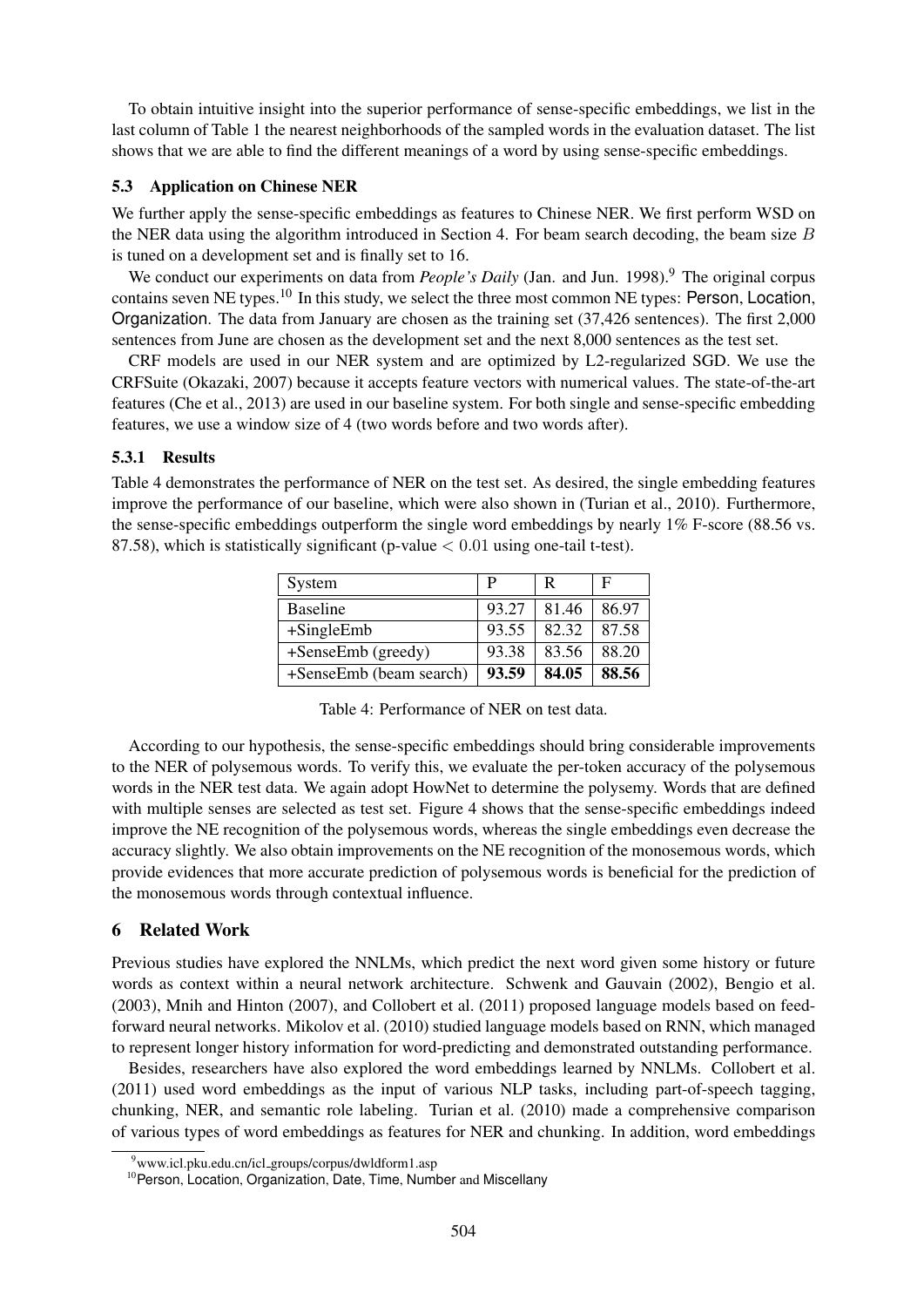To obtain intuitive insight into the superior performance of sense-specific embeddings, we list in the last column of Table 1 the nearest neighborhoods of the sampled words in the evaluation dataset. The list shows that we are able to find the different meanings of a word by using sense-specific embeddings.

### 5.3 Application on Chinese NER

We further apply the sense-specific embeddings as features to Chinese NER. We first perform WSD on the NER data using the algorithm introduced in Section 4. For beam search decoding, the beam size $B$ is tuned on a development set and is finally set to 16.

We conduct our experiments on data from *People's Daily* (Jan. and Jun. 1998).[9] The original corpus contains seven NE types.[10] In this study, we select the three most common NE types: Person, Location, Organization. The data from January are chosen as the training set (37,426 sentences). The first 2,000 sentences from June are chosen as the development set and the next 8,000 sentences as the test set.

CRF models are used in our NER system and are optimized by L2-regularized SGD. We use the CRFSuite (Okazaki, 2007) because it accepts feature vectors with numerical values. The state-of-the-art features (Che et al., 2013) are used in our baseline system. For both single and sense-specific embedding features, we use a window size of 4 (two words before and two words after).

#### 5.3.1 Results

Table 4 demonstrates the performance of NER on the test set. As desired, the single embedding features improve the performance of our baseline, which were also shown in (Turian et al., 2010). Furthermore, the sense-specific embeddings outperform the single word embeddings by nearly 1% F-score (88.56 vs. 87.58), which is statistically significant (p-value $< 0.01$ using one-tail t-test).

| System | P | R | F |
|---|---|---|---|
| Baseline | 93.27 | 81.46 | 86.97 |
| +SingleEmb | 93.55 | 82.32 | 87.58 |
| +SenseEmb (greedy) | 93.38 | 83.56 | 88.20 |
| +SenseEmb (beam search) | **93.59** | **84.05** | **88.56** |

Table 4: Performance of NER on test data.

According to our hypothesis, the sense-specific embeddings should bring considerable improvements to the NER of polysemous words. To verify this, we evaluate the per-token accuracy of the polysemous words in the NER test data. We again adopt HowNet to determine the polysemy. Words that are defined with multiple senses are selected as test set. Figure 4 shows that the sense-specific embeddings indeed improve the NE recognition of the polysemous words, whereas the single embeddings even decrease the accuracy slightly. We also obtain improvements on the NE recognition of the monosemous words, which provide evidences that more accurate prediction of polysemous words is beneficial for the prediction of the monosemous words through contextual influence.

## 6 Related Work

Previous studies have explored the NNLMs, which predict the next word given some history or future words as context within a neural network architecture. Schwenk and Gauvain (2002), Bengio et al. (2003), Mnih and Hinton (2007), and Collobert et al. (2011) proposed language models based on feed-forward neural networks. Mikolov et al. (2010) studied language models based on RNN, which managed to represent longer history information for word-predicting and demonstrated outstanding performance.

Besides, researchers have also explored the word embeddings learned by NNLMs. Collobert et al. (2011) used word embeddings as the input of various NLP tasks, including part-of-speech tagging, chunking, NER, and semantic role labeling. Turian et al. (2010) made a comprehensive comparison of various types of word embeddings as features for NER and chunking. In addition, word embeddings

[9] www.icl.pku.edu.cn/icl_groups/corpus/dwldform1.asp

[10] Person, Location, Organization, Date, Time, Number and Miscellany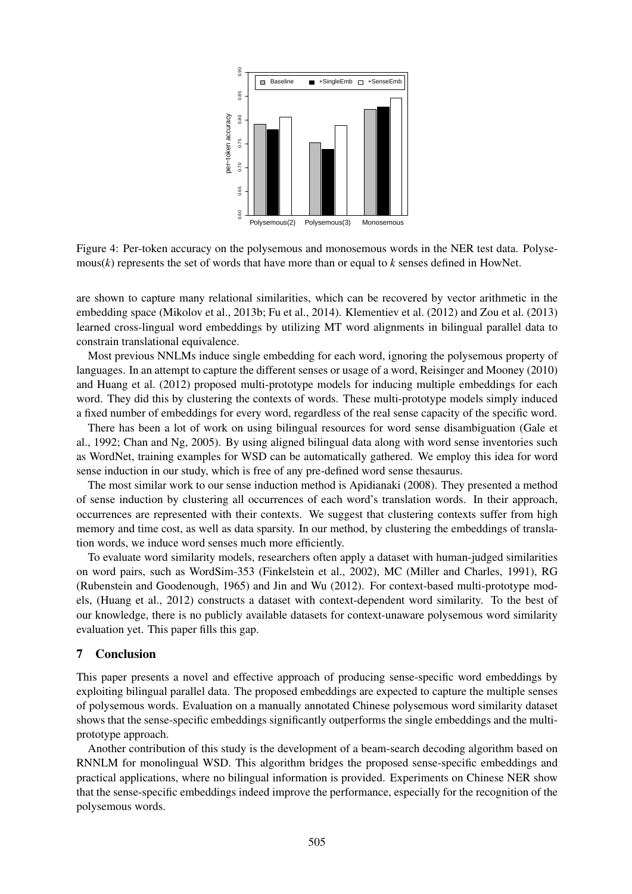Figure 4: Per-token accuracy on the polysemous and monosemous words in the NER test data. Polysemous($k$) represents the set of words that have more than or equal to $k$ senses defined in HowNet.

are shown to capture many relational similarities, which can be recovered by vector arithmetic in the embedding space (Mikolov et al., 2013b; Fu et al., 2014). Klementiev et al. (2012) and Zou et al. (2013) learned cross-lingual word embeddings by utilizing MT word alignments in bilingual parallel data to constrain translational equivalence.

Most previous NNLMs induce single embedding for each word, ignoring the polysemous property of languages. In an attempt to capture the different senses or usage of a word, Reisinger and Mooney (2010) and Huang et al. (2012) proposed multi-prototype models for inducing multiple embeddings for each word. They did this by clustering the contexts of words. These multi-prototype models simply induced a fixed number of embeddings for every word, regardless of the real sense capacity of the specific word.

There has been a lot of work on using bilingual resources for word sense disambiguation (Gale et al., 1992; Chan and Ng, 2005). By using aligned bilingual data along with word sense inventories such as WordNet, training examples for WSD can be automatically gathered. We employ this idea for word sense induction in our study, which is free of any pre-defined word sense thesaurus.

The most similar work to our sense induction method is Apidianaki (2008). They presented a method of sense induction by clustering all occurrences of each word's translation words. In their approach, occurrences are represented with their contexts. We suggest that clustering contexts suffer from high memory and time cost, as well as data sparsity. In our method, by clustering the embeddings of translation words, we induce word senses much more efficiently.

To evaluate word similarity models, researchers often apply a dataset with human-judged similarities on word pairs, such as WordSim-353 (Finkelstein et al., 2002), MC (Miller and Charles, 1991), RG (Rubenstein and Goodenough, 1965) and Jin and Wu (2012). For context-based multi-prototype models, (Huang et al., 2012) constructs a dataset with context-dependent word similarity. To the best of our knowledge, there is no publicly available datasets for context-unaware polysemous word similarity evaluation yet. This paper fills this gap.

## 7 Conclusion

This paper presents a novel and effective approach of producing sense-specific word embeddings by exploiting bilingual parallel data. The proposed embeddings are expected to capture the multiple senses of polysemous words. Evaluation on a manually annotated Chinese polysemous word similarity dataset shows that the sense-specific embeddings significantly outperforms the single embeddings and the multi-prototype approach.

Another contribution of this study is the development of a beam-search decoding algorithm based on RNNLM for monolingual WSD. This algorithm bridges the proposed sense-specific embeddings and practical applications, where no bilingual information is provided. Experiments on Chinese NER show that the sense-specific embeddings indeed improve the performance, especially for the recognition of the polysemous words.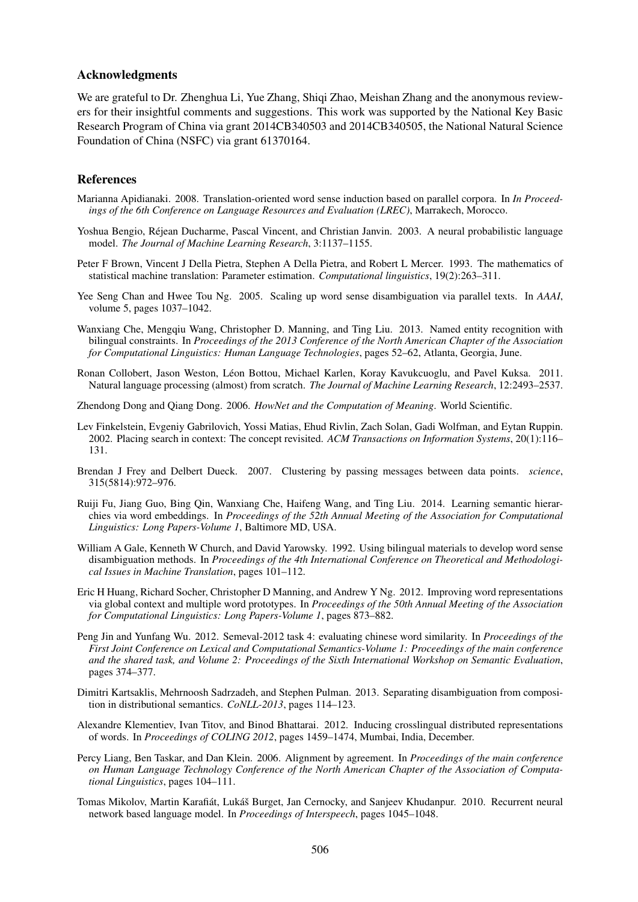## Acknowledgments

We are grateful to Dr. Zhenghua Li, Yue Zhang, Shiqi Zhao, Meishan Zhang and the anonymous reviewers for their insightful comments and suggestions. This work was supported by the National Key Basic Research Program of China via grant 2014CB340503 and 2014CB340505, the National Natural Science Foundation of China (NSFC) via grant 61370164.

## References

Marianna Apidianaki. 2008. Translation-oriented word sense induction based on parallel corpora. In *In Proceedings of the 6th Conference on Language Resources and Evaluation (LREC)*, Marrakech, Morocco.

Yoshua Bengio, Réjean Ducharme, Pascal Vincent, and Christian Janvin. 2003. A neural probabilistic language model. *The Journal of Machine Learning Research*, 3:1137–1155.

Peter F Brown, Vincent J Della Pietra, Stephen A Della Pietra, and Robert L Mercer. 1993. The mathematics of statistical machine translation: Parameter estimation. *Computational linguistics*, 19(2):263–311.

Yee Seng Chan and Hwee Tou Ng. 2005. Scaling up word sense disambiguation via parallel texts. In *AAAI*, volume 5, pages 1037–1042.

Wanxiang Che, Mengqiu Wang, Christopher D. Manning, and Ting Liu. 2013. Named entity recognition with bilingual constraints. In *Proceedings of the 2013 Conference of the North American Chapter of the Association for Computational Linguistics: Human Language Technologies*, pages 52–62, Atlanta, Georgia, June.

Ronan Collobert, Jason Weston, Léon Bottou, Michael Karlen, Koray Kavukcuoglu, and Pavel Kuksa. 2011. Natural language processing (almost) from scratch. *The Journal of Machine Learning Research*, 12:2493–2537.

Zhendong Dong and Qiang Dong. 2006. *HowNet and the Computation of Meaning*. World Scientific.

Lev Finkelstein, Evgeniy Gabrilovich, Yossi Matias, Ehud Rivlin, Zach Solan, Gadi Wolfman, and Eytan Ruppin. 2002. Placing search in context: The concept revisited. *ACM Transactions on Information Systems*, 20(1):116–131.

Brendan J Frey and Delbert Dueck. 2007. Clustering by passing messages between data points. *science*, 315(5814):972–976.

Ruiji Fu, Jiang Guo, Bing Qin, Wanxiang Che, Haifeng Wang, and Ting Liu. 2014. Learning semantic hierarchies via word embeddings. In *Proceedings of the 52th Annual Meeting of the Association for Computational Linguistics: Long Papers-Volume 1*, Baltimore MD, USA.

William A Gale, Kenneth W Church, and David Yarowsky. 1992. Using bilingual materials to develop word sense disambiguation methods. In *Proceedings of the 4th International Conference on Theoretical and Methodological Issues in Machine Translation*, pages 101–112.

Eric H Huang, Richard Socher, Christopher D Manning, and Andrew Y Ng. 2012. Improving word representations via global context and multiple word prototypes. In *Proceedings of the 50th Annual Meeting of the Association for Computational Linguistics: Long Papers-Volume 1*, pages 873–882.

Peng Jin and Yunfang Wu. 2012. Semeval-2012 task 4: evaluating chinese word similarity. In *Proceedings of the First Joint Conference on Lexical and Computational Semantics-Volume 1: Proceedings of the main conference and the shared task, and Volume 2: Proceedings of the Sixth International Workshop on Semantic Evaluation*, pages 374–377.

Dimitri Kartsaklis, Mehrnoosh Sadrzadeh, and Stephen Pulman. 2013. Separating disambiguation from composition in distributional semantics. *CoNLL-2013*, pages 114–123.

Alexandre Klementiev, Ivan Titov, and Binod Bhattarai. 2012. Inducing crosslingual distributed representations of words. In *Proceedings of COLING 2012*, pages 1459–1474, Mumbai, India, December.

Percy Liang, Ben Taskar, and Dan Klein. 2006. Alignment by agreement. In *Proceedings of the main conference on Human Language Technology Conference of the North American Chapter of the Association of Computational Linguistics*, pages 104–111.

Tomas Mikolov, Martin Karafiát, Lukáš Burget, Jan Cernocky, and Sanjeev Khudanpur. 2010. Recurrent neural network based language model. In *Proceedings of Interspeech*, pages 1045–1048.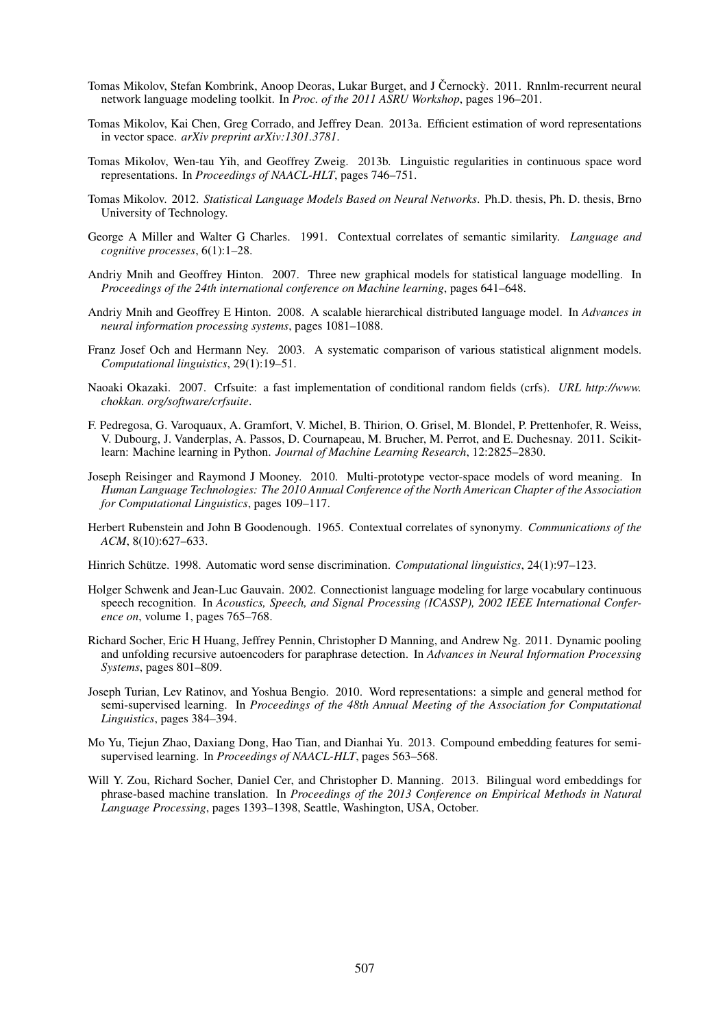Tomas Mikolov, Stefan Kombrink, Anoop Deoras, Lukar Burget, and J Černockỳ. 2011. Rnnlm-recurrent neural network language modeling toolkit. In *Proc. of the 2011 ASRU Workshop*, pages 196–201.

Tomas Mikolov, Kai Chen, Greg Corrado, and Jeffrey Dean. 2013a. Efficient estimation of word representations in vector space. *arXiv preprint arXiv:1301.3781*.

Tomas Mikolov, Wen-tau Yih, and Geoffrey Zweig. 2013b. Linguistic regularities in continuous space word representations. In *Proceedings of NAACL-HLT*, pages 746–751.

Tomas Mikolov. 2012. *Statistical Language Models Based on Neural Networks*. Ph.D. thesis, Ph. D. thesis, Brno University of Technology.

George A Miller and Walter G Charles. 1991. Contextual correlates of semantic similarity. *Language and cognitive processes*, 6(1):1–28.

Andriy Mnih and Geoffrey Hinton. 2007. Three new graphical models for statistical language modelling. In *Proceedings of the 24th international conference on Machine learning*, pages 641–648.

Andriy Mnih and Geoffrey E Hinton. 2008. A scalable hierarchical distributed language model. In *Advances in neural information processing systems*, pages 1081–1088.

Franz Josef Och and Hermann Ney. 2003. A systematic comparison of various statistical alignment models. *Computational linguistics*, 29(1):19–51.

Naoaki Okazaki. 2007. Crfsuite: a fast implementation of conditional random fields (crfs). *URL http://www. chokkan. org/software/crfsuite*.

F. Pedregosa, G. Varoquaux, A. Gramfort, V. Michel, B. Thirion, O. Grisel, M. Blondel, P. Prettenhofer, R. Weiss, V. Dubourg, J. Vanderplas, A. Passos, D. Cournapeau, M. Brucher, M. Perrot, and E. Duchesnay. 2011. Scikit-learn: Machine learning in Python. *Journal of Machine Learning Research*, 12:2825–2830.

Joseph Reisinger and Raymond J Mooney. 2010. Multi-prototype vector-space models of word meaning. In *Human Language Technologies: The 2010 Annual Conference of the North American Chapter of the Association for Computational Linguistics*, pages 109–117.

Herbert Rubenstein and John B Goodenough. 1965. Contextual correlates of synonymy. *Communications of the ACM*, 8(10):627–633.

Hinrich Schütze. 1998. Automatic word sense discrimination. *Computational linguistics*, 24(1):97–123.

Holger Schwenk and Jean-Luc Gauvain. 2002. Connectionist language modeling for large vocabulary continuous speech recognition. In *Acoustics, Speech, and Signal Processing (ICASSP), 2002 IEEE International Conference on*, volume 1, pages 765–768.

Richard Socher, Eric H Huang, Jeffrey Pennin, Christopher D Manning, and Andrew Ng. 2011. Dynamic pooling and unfolding recursive autoencoders for paraphrase detection. In *Advances in Neural Information Processing Systems*, pages 801–809.

Joseph Turian, Lev Ratinov, and Yoshua Bengio. 2010. Word representations: a simple and general method for semi-supervised learning. In *Proceedings of the 48th Annual Meeting of the Association for Computational Linguistics*, pages 384–394.

Mo Yu, Tiejun Zhao, Daxiang Dong, Hao Tian, and Dianhai Yu. 2013. Compound embedding features for semi-supervised learning. In *Proceedings of NAACL-HLT*, pages 563–568.

Will Y. Zou, Richard Socher, Daniel Cer, and Christopher D. Manning. 2013. Bilingual word embeddings for phrase-based machine translation. In *Proceedings of the 2013 Conference on Empirical Methods in Natural Language Processing*, pages 1393–1398, Seattle, Washington, USA, October.